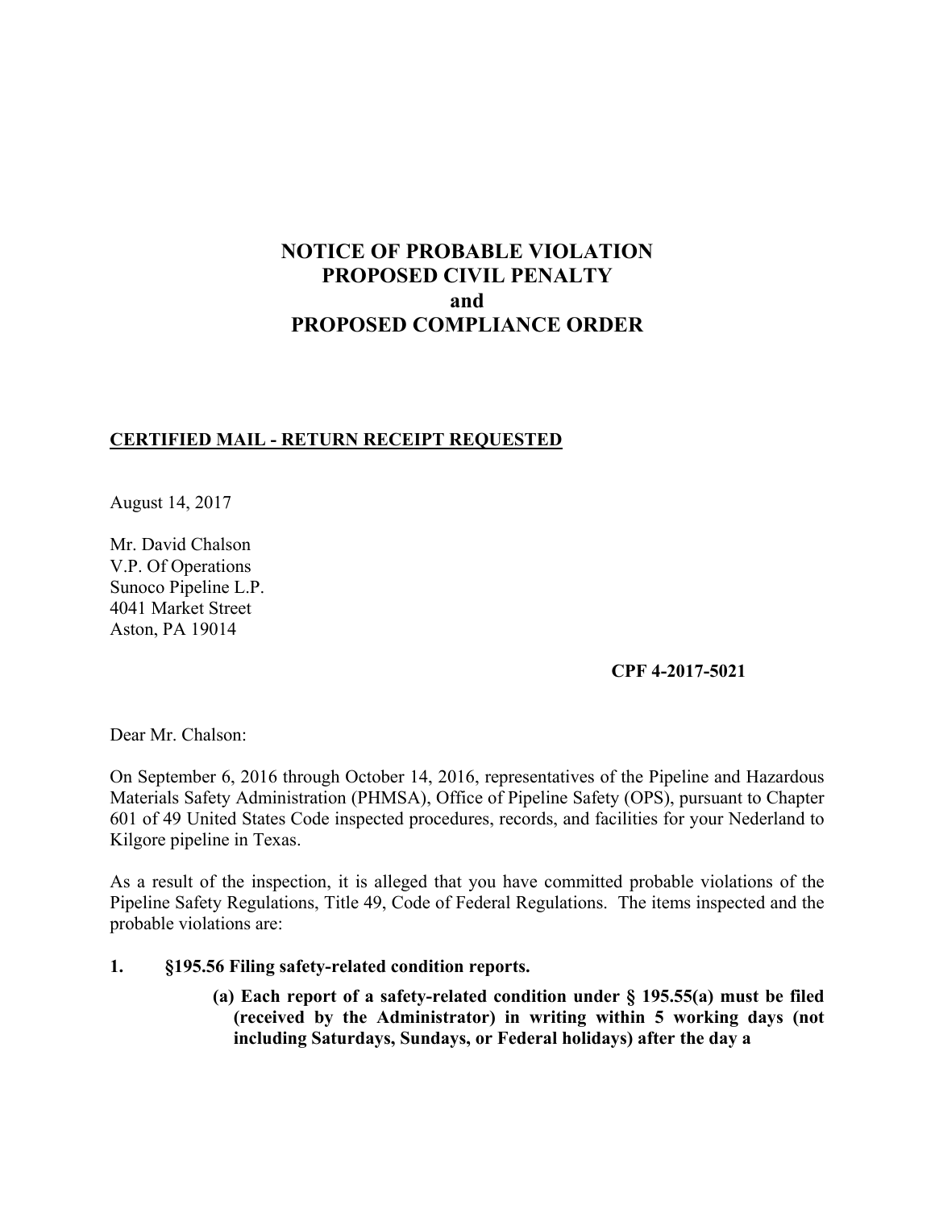# NOTICE OF PROBABLE VIOLATION
# PROPOSED CIVIL PENALTY
# and
# PROPOSED COMPLIANCE ORDER

**CERTIFIED MAIL - RETURN RECEIPT REQUESTED**

August 14, 2017

Mr. David Chalson
V.P. Of Operations
Sunoco Pipeline L.P.
4041 Market Street
Aston, PA 19014

**CPF 4-2017-5021**

Dear Mr. Chalson:

On September 6, 2016 through October 14, 2016, representatives of the Pipeline and Hazardous Materials Safety Administration (PHMSA), Office of Pipeline Safety (OPS), pursuant to Chapter 601 of 49 United States Code inspected procedures, records, and facilities for your Nederland to Kilgore pipeline in Texas.

As a result of the inspection, it is alleged that you have committed probable violations of the Pipeline Safety Regulations, Title 49, Code of Federal Regulations. The items inspected and the probable violations are:

1. **§195.56 Filing safety-related condition reports.**

   **(a) Each report of a safety-related condition under § 195.55(a) must be filed (received by the Administrator) in writing within 5 working days (not including Saturdays, Sundays, or Federal holidays) after the day a**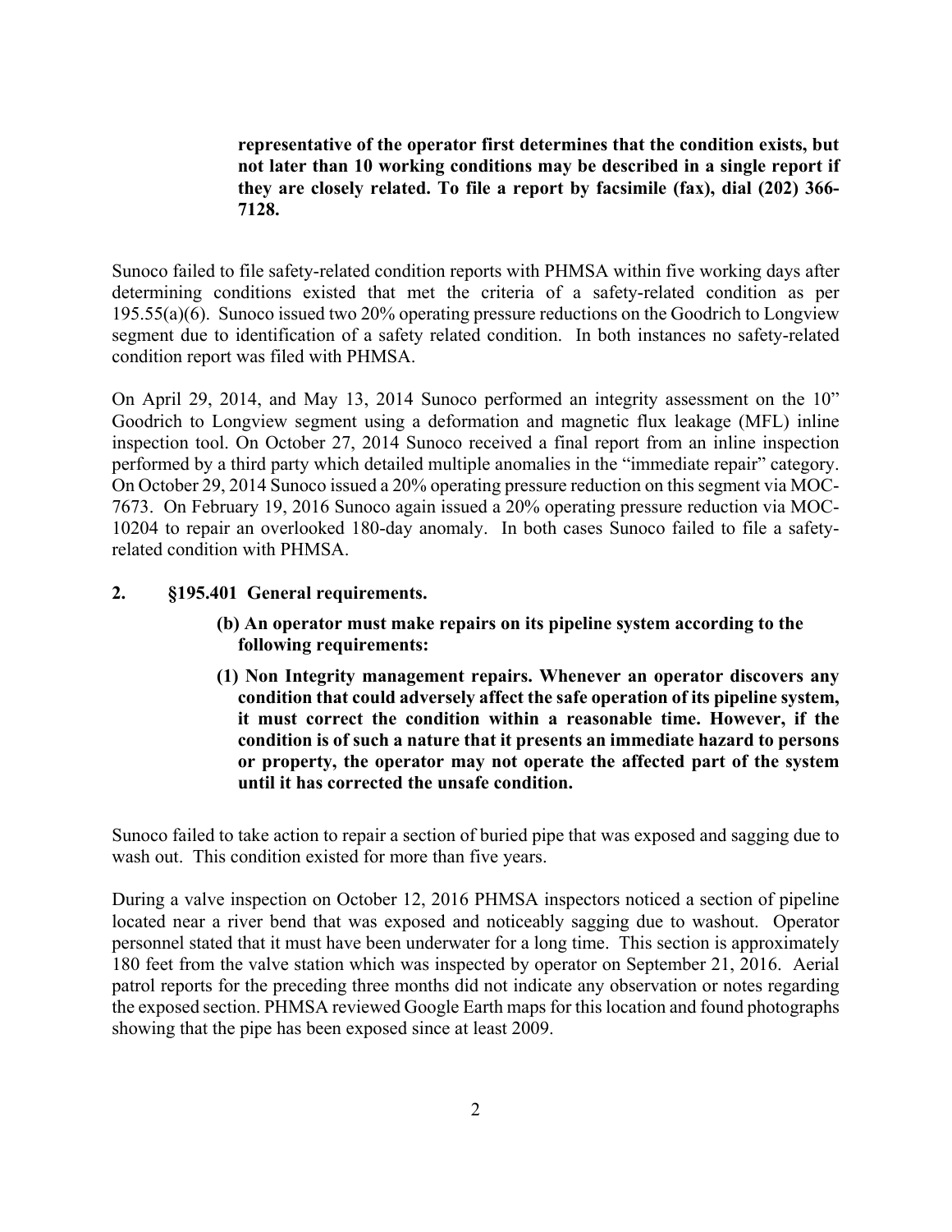**representative of the operator first determines that the condition exists, but not later than 10 working conditions may be described in a single report if they are closely related. To file a report by facsimile (fax), dial (202) 366-7128.**

Sunoco failed to file safety-related condition reports with PHMSA within five working days after determining conditions existed that met the criteria of a safety-related condition as per 195.55(a)(6). Sunoco issued two 20% operating pressure reductions on the Goodrich to Longview segment due to identification of a safety related condition. In both instances no safety-related condition report was filed with PHMSA.

On April 29, 2014, and May 13, 2014 Sunoco performed an integrity assessment on the 10" Goodrich to Longview segment using a deformation and magnetic flux leakage (MFL) inline inspection tool. On October 27, 2014 Sunoco received a final report from an inline inspection performed by a third party which detailed multiple anomalies in the "immediate repair" category. On October 29, 2014 Sunoco issued a 20% operating pressure reduction on this segment via MOC-7673. On February 19, 2016 Sunoco again issued a 20% operating pressure reduction via MOC-10204 to repair an overlooked 180-day anomaly. In both cases Sunoco failed to file a safety-related condition with PHMSA.

**2. §195.401 General requirements.**

**(b) An operator must make repairs on its pipeline system according to the following requirements:**

**(1) Non Integrity management repairs. Whenever an operator discovers any condition that could adversely affect the safe operation of its pipeline system, it must correct the condition within a reasonable time. However, if the condition is of such a nature that it presents an immediate hazard to persons or property, the operator may not operate the affected part of the system until it has corrected the unsafe condition.**

Sunoco failed to take action to repair a section of buried pipe that was exposed and sagging due to wash out. This condition existed for more than five years.

During a valve inspection on October 12, 2016 PHMSA inspectors noticed a section of pipeline located near a river bend that was exposed and noticeably sagging due to washout. Operator personnel stated that it must have been underwater for a long time. This section is approximately 180 feet from the valve station which was inspected by operator on September 21, 2016. Aerial patrol reports for the preceding three months did not indicate any observation or notes regarding the exposed section. PHMSA reviewed Google Earth maps for this location and found photographs showing that the pipe has been exposed since at least 2009.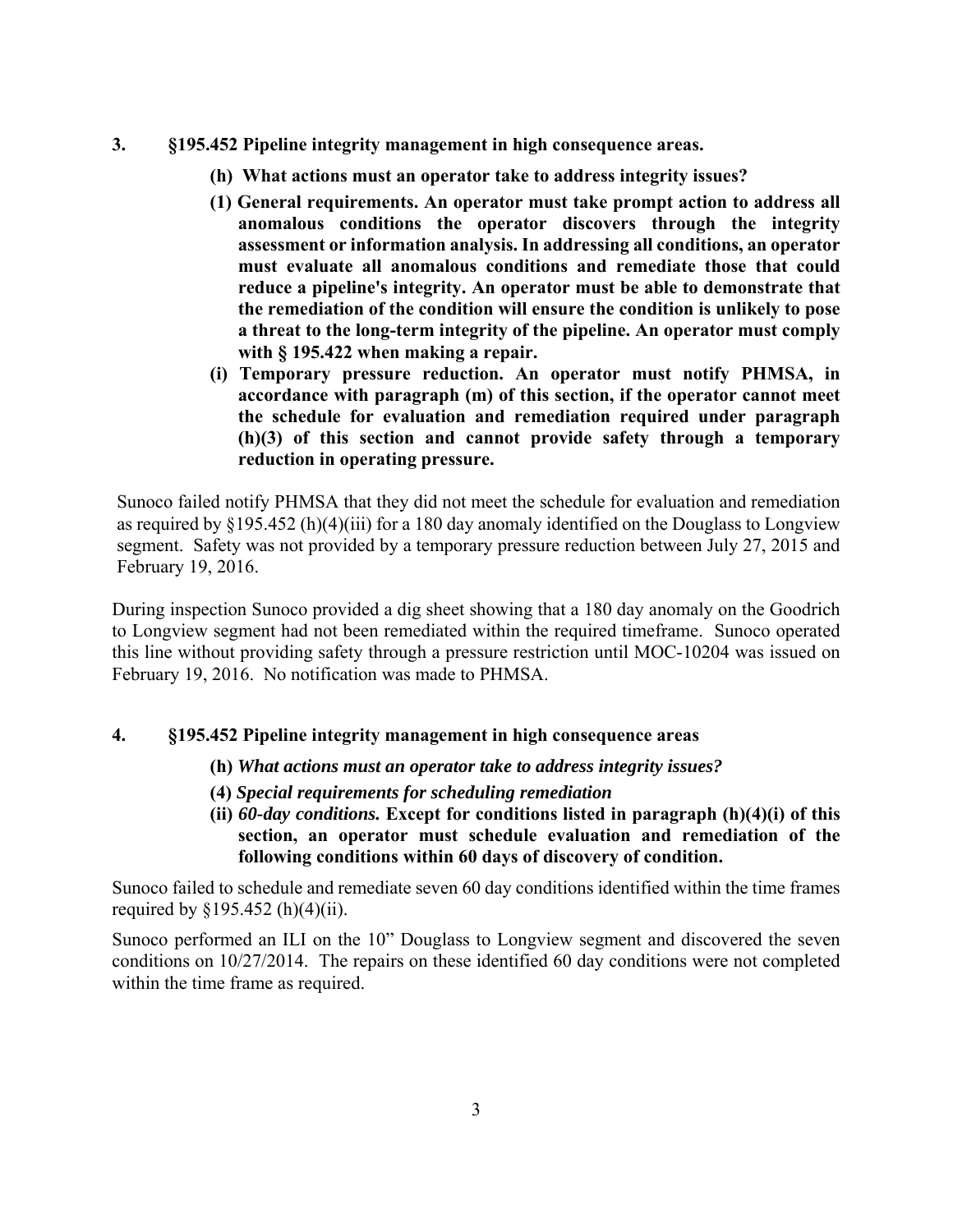### 3. §195.452 Pipeline integrity management in high consequence areas.

**(h) What actions must an operator take to address integrity issues?**

**(1) General requirements. An operator must take prompt action to address all anomalous conditions the operator discovers through the integrity assessment or information analysis. In addressing all conditions, an operator must evaluate all anomalous conditions and remediate those that could reduce a pipeline's integrity. An operator must be able to demonstrate that the remediation of the condition will ensure the condition is unlikely to pose a threat to the long-term integrity of the pipeline. An operator must comply with § 195.422 when making a repair.**

**(i) Temporary pressure reduction. An operator must notify PHMSA, in accordance with paragraph (m) of this section, if the operator cannot meet the schedule for evaluation and remediation required under paragraph (h)(3) of this section and cannot provide safety through a temporary reduction in operating pressure.**

Sunoco failed notify PHMSA that they did not meet the schedule for evaluation and remediation as required by §195.452 (h)(4)(iii) for a 180 day anomaly identified on the Douglass to Longview segment. Safety was not provided by a temporary pressure reduction between July 27, 2015 and February 19, 2016.

During inspection Sunoco provided a dig sheet showing that a 180 day anomaly on the Goodrich to Longview segment had not been remediated within the required timeframe. Sunoco operated this line without providing safety through a pressure restriction until MOC-10204 was issued on February 19, 2016. No notification was made to PHMSA.

### 4. §195.452 Pipeline integrity management in high consequence areas

**(h)** ***What actions must an operator take to address integrity issues?***

**(4)** ***Special requirements for scheduling remediation***

**(ii)** ***60-day conditions.*** **Except for conditions listed in paragraph (h)(4)(i) of this section, an operator must schedule evaluation and remediation of the following conditions within 60 days of discovery of condition.**

Sunoco failed to schedule and remediate seven 60 day conditions identified within the time frames required by §195.452 (h)(4)(ii).

Sunoco performed an ILI on the 10" Douglass to Longview segment and discovered the seven conditions on 10/27/2014. The repairs on these identified 60 day conditions were not completed within the time frame as required.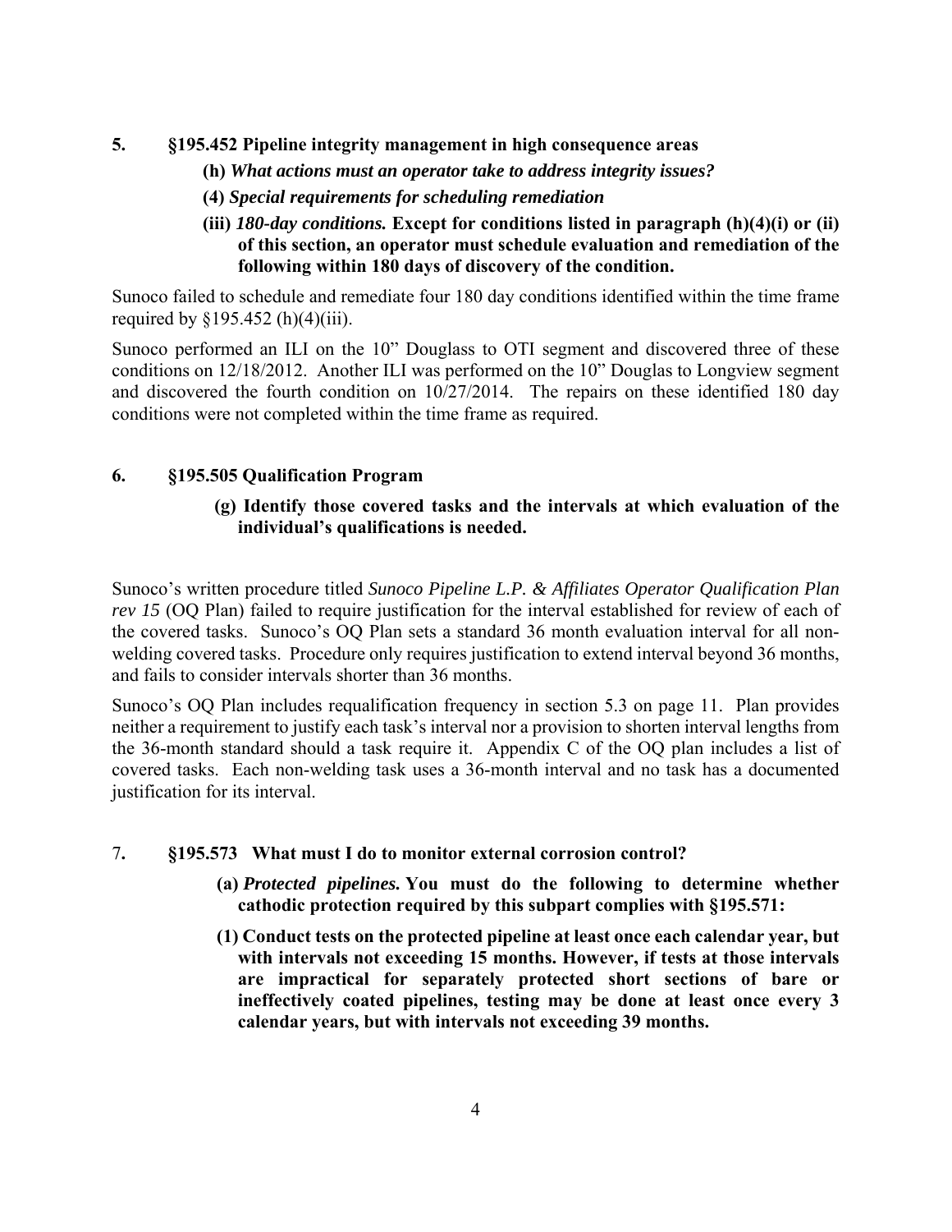**5. §195.452 Pipeline integrity management in high consequence areas**

**(h)** ***What actions must an operator take to address integrity issues?***

**(4)** ***Special requirements for scheduling remediation***

**(iii)** ***180-day conditions.*** **Except for conditions listed in paragraph (h)(4)(i) or (ii) of this section, an operator must schedule evaluation and remediation of the following within 180 days of discovery of the condition.**

Sunoco failed to schedule and remediate four 180 day conditions identified within the time frame required by §195.452 (h)(4)(iii).

Sunoco performed an ILI on the 10" Douglass to OTI segment and discovered three of these conditions on 12/18/2012. Another ILI was performed on the 10" Douglas to Longview segment and discovered the fourth condition on 10/27/2014. The repairs on these identified 180 day conditions were not completed within the time frame as required.

**6. §195.505 Qualification Program**

**(g) Identify those covered tasks and the intervals at which evaluation of the individual's qualifications is needed.**

Sunoco's written procedure titled *Sunoco Pipeline L.P. & Affiliates Operator Qualification Plan rev 15* (OQ Plan) failed to require justification for the interval established for review of each of the covered tasks. Sunoco's OQ Plan sets a standard 36 month evaluation interval for all non-welding covered tasks. Procedure only requires justification to extend interval beyond 36 months, and fails to consider intervals shorter than 36 months.

Sunoco's OQ Plan includes requalification frequency in section 5.3 on page 11. Plan provides neither a requirement to justify each task's interval nor a provision to shorten interval lengths from the 36-month standard should a task require it. Appendix C of the OQ plan includes a list of covered tasks. Each non-welding task uses a 36-month interval and no task has a documented justification for its interval.

**7. §195.573 What must I do to monitor external corrosion control?**

**(a)** ***Protected pipelines.*** **You must do the following to determine whether cathodic protection required by this subpart complies with §195.571:**

**(1) Conduct tests on the protected pipeline at least once each calendar year, but with intervals not exceeding 15 months. However, if tests at those intervals are impractical for separately protected short sections of bare or ineffectively coated pipelines, testing may be done at least once every 3 calendar years, but with intervals not exceeding 39 months.**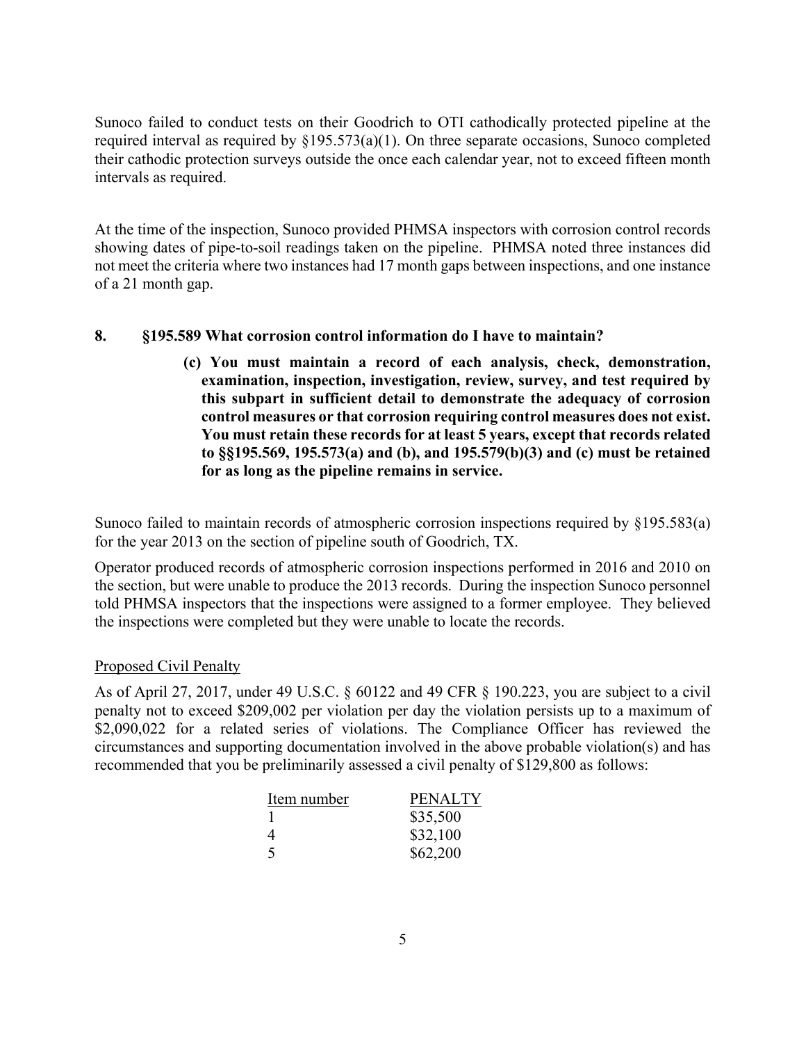Sunoco failed to conduct tests on their Goodrich to OTI cathodically protected pipeline at the required interval as required by §195.573(a)(1). On three separate occasions, Sunoco completed their cathodic protection surveys outside the once each calendar year, not to exceed fifteen month intervals as required.

At the time of the inspection, Sunoco provided PHMSA inspectors with corrosion control records showing dates of pipe-to-soil readings taken on the pipeline. PHMSA noted three instances did not meet the criteria where two instances had 17 month gaps between inspections, and one instance of a 21 month gap.

**8. §195.589 What corrosion control information do I have to maintain?**

> **(c) You must maintain a record of each analysis, check, demonstration, examination, inspection, investigation, review, survey, and test required by this subpart in sufficient detail to demonstrate the adequacy of corrosion control measures or that corrosion requiring control measures does not exist. You must retain these records for at least 5 years, except that records related to §§195.569, 195.573(a) and (b), and 195.579(b)(3) and (c) must be retained for as long as the pipeline remains in service.**

Sunoco failed to maintain records of atmospheric corrosion inspections required by §195.583(a) for the year 2013 on the section of pipeline south of Goodrich, TX.

Operator produced records of atmospheric corrosion inspections performed in 2016 and 2010 on the section, but were unable to produce the 2013 records. During the inspection Sunoco personnel told PHMSA inspectors that the inspections were assigned to a former employee. They believed the inspections were completed but they were unable to locate the records.

Proposed Civil Penalty

As of April 27, 2017, under 49 U.S.C. § 60122 and 49 CFR § 190.223, you are subject to a civil penalty not to exceed $209,002 per violation per day the violation persists up to a maximum of $2,090,022 for a related series of violations. The Compliance Officer has reviewed the circumstances and supporting documentation involved in the above probable violation(s) and has recommended that you be preliminarily assessed a civil penalty of $129,800 as follows:

| Item number | PENALTY |
|---|---|
| 1 | $35,500 |
| 4 | $32,100 |
| 5 | $62,200 |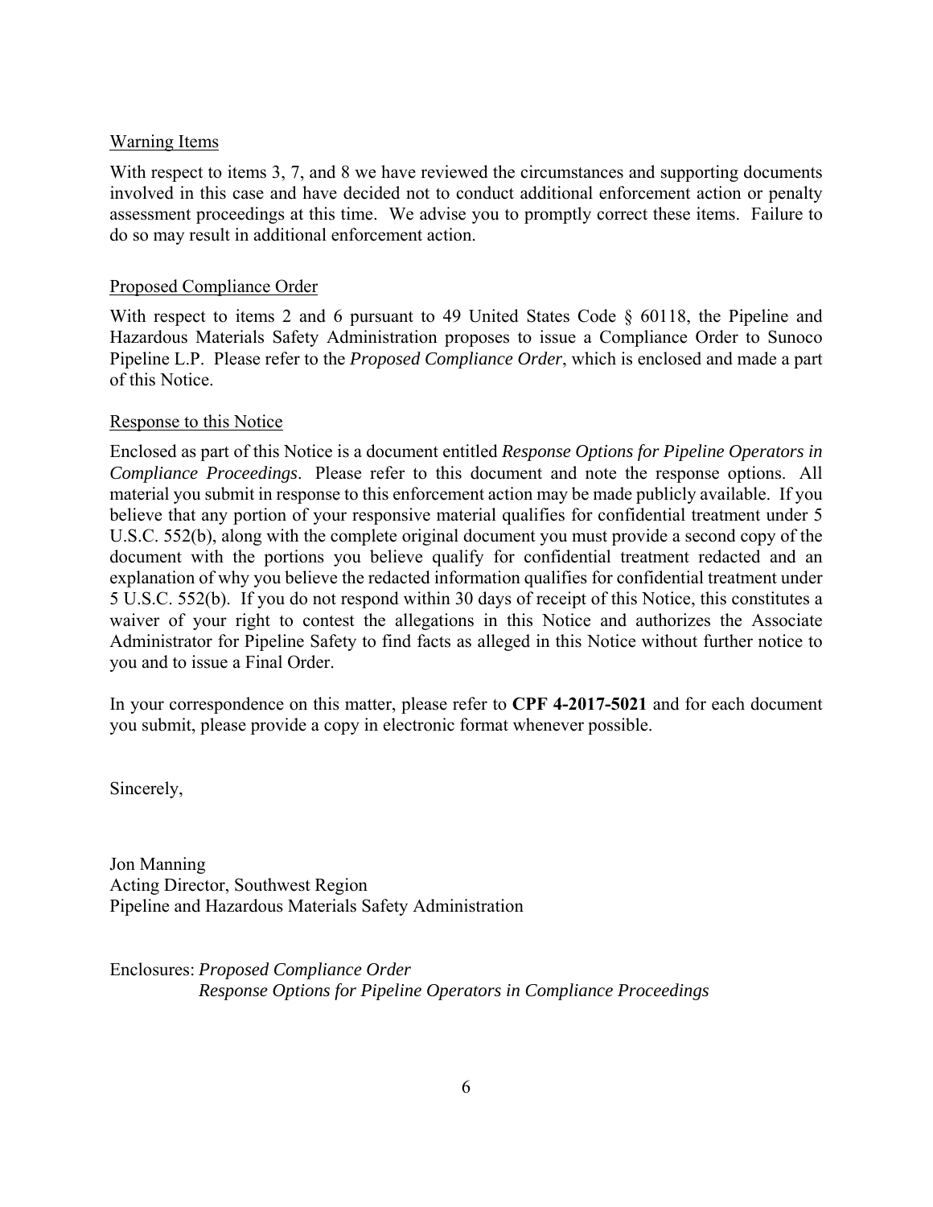Warning Items

With respect to items 3, 7, and 8 we have reviewed the circumstances and supporting documents involved in this case and have decided not to conduct additional enforcement action or penalty assessment proceedings at this time. We advise you to promptly correct these items. Failure to do so may result in additional enforcement action.

Proposed Compliance Order

With respect to items 2 and 6 pursuant to 49 United States Code § 60118, the Pipeline and Hazardous Materials Safety Administration proposes to issue a Compliance Order to Sunoco Pipeline L.P. Please refer to the *Proposed Compliance Order*, which is enclosed and made a part of this Notice.

Response to this Notice

Enclosed as part of this Notice is a document entitled *Response Options for Pipeline Operators in Compliance Proceedings*. Please refer to this document and note the response options. All material you submit in response to this enforcement action may be made publicly available. If you believe that any portion of your responsive material qualifies for confidential treatment under 5 U.S.C. 552(b), along with the complete original document you must provide a second copy of the document with the portions you believe qualify for confidential treatment redacted and an explanation of why you believe the redacted information qualifies for confidential treatment under 5 U.S.C. 552(b). If you do not respond within 30 days of receipt of this Notice, this constitutes a waiver of your right to contest the allegations in this Notice and authorizes the Associate Administrator for Pipeline Safety to find facts as alleged in this Notice without further notice to you and to issue a Final Order.

In your correspondence on this matter, please refer to **CPF 4-2017-5021** and for each document you submit, please provide a copy in electronic format whenever possible.

Sincerely,

Jon Manning
Acting Director, Southwest Region
Pipeline and Hazardous Materials Safety Administration

Enclosures: *Proposed Compliance Order*
*Response Options for Pipeline Operators in Compliance Proceedings*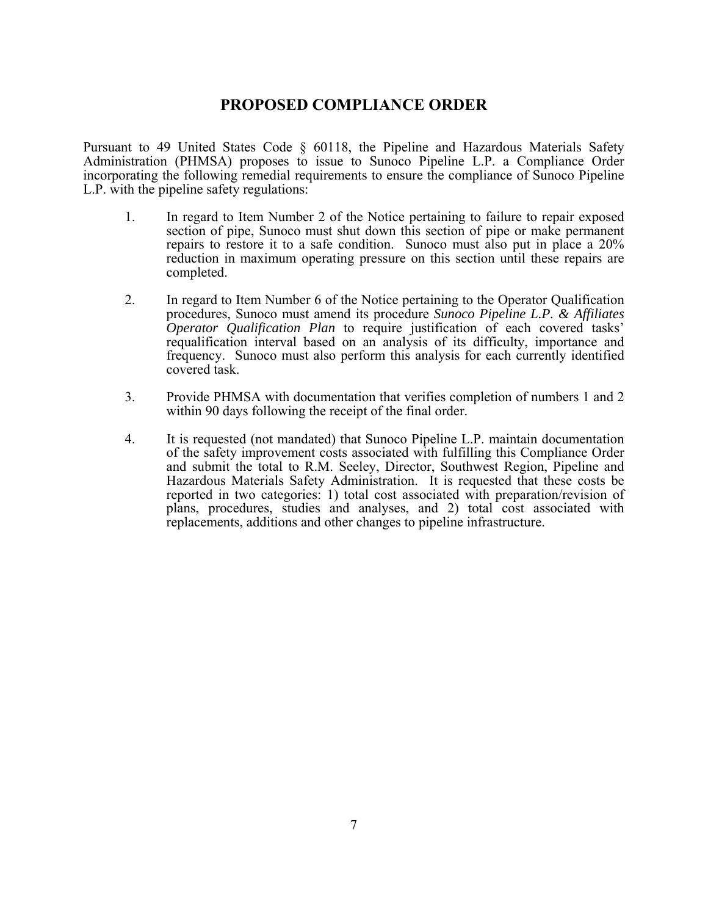## PROPOSED COMPLIANCE ORDER

Pursuant to 49 United States Code § 60118, the Pipeline and Hazardous Materials Safety Administration (PHMSA) proposes to issue to Sunoco Pipeline L.P. a Compliance Order incorporating the following remedial requirements to ensure the compliance of Sunoco Pipeline L.P. with the pipeline safety regulations:

1. In regard to Item Number 2 of the Notice pertaining to failure to repair exposed section of pipe, Sunoco must shut down this section of pipe or make permanent repairs to restore it to a safe condition. Sunoco must also put in place a 20% reduction in maximum operating pressure on this section until these repairs are completed.

2. In regard to Item Number 6 of the Notice pertaining to the Operator Qualification procedures, Sunoco must amend its procedure *Sunoco Pipeline L.P. & Affiliates Operator Qualification Plan* to require justification of each covered tasks' requalification interval based on an analysis of its difficulty, importance and frequency. Sunoco must also perform this analysis for each currently identified covered task.

3. Provide PHMSA with documentation that verifies completion of numbers 1 and 2 within 90 days following the receipt of the final order.

4. It is requested (not mandated) that Sunoco Pipeline L.P. maintain documentation of the safety improvement costs associated with fulfilling this Compliance Order and submit the total to R.M. Seeley, Director, Southwest Region, Pipeline and Hazardous Materials Safety Administration. It is requested that these costs be reported in two categories: 1) total cost associated with preparation/revision of plans, procedures, studies and analyses, and 2) total cost associated with replacements, additions and other changes to pipeline infrastructure.